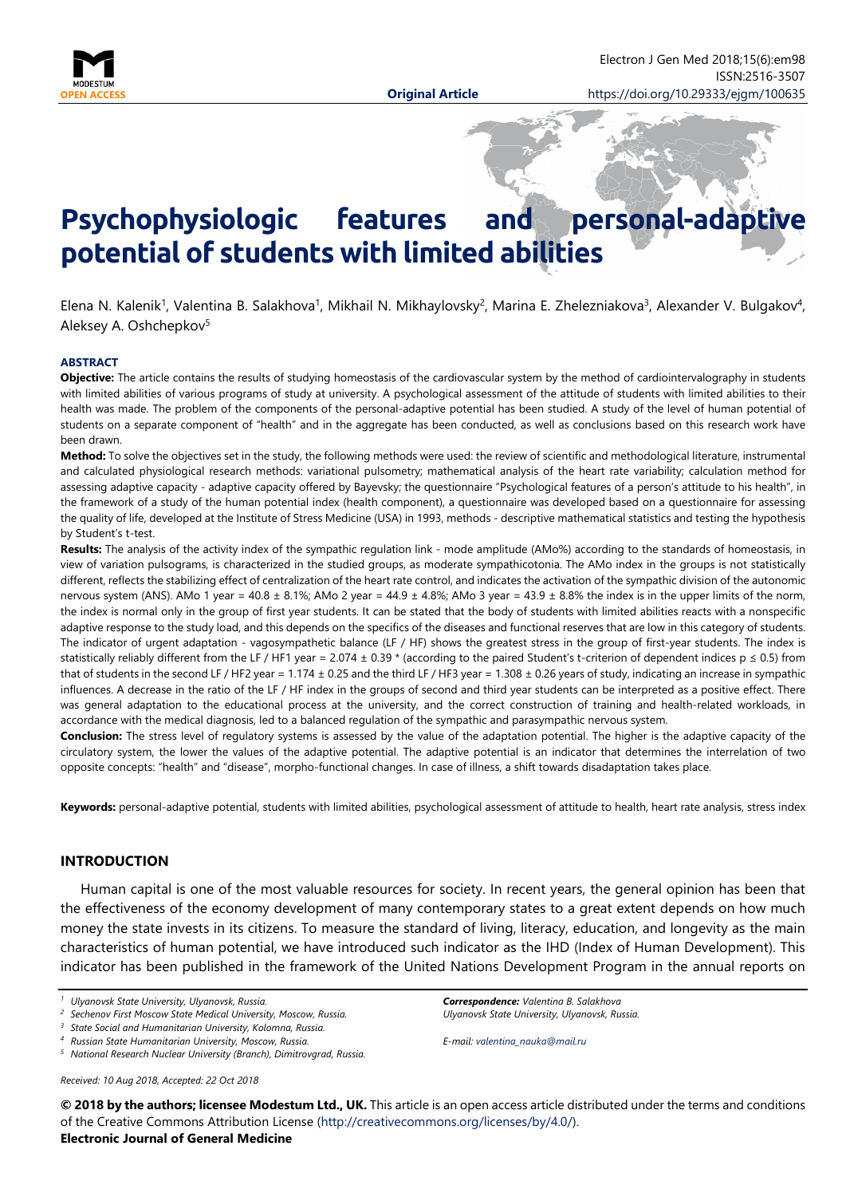# Psychophysiologic features and personal-adaptive potential of students with limited abilities

Elena N. Kalenik[1], Valentina B. Salakhova[1], Mikhail N. Mikhaylovsky[2], Marina E. Zhelezniakova[3], Alexander V. Bulgakov[4], Aleksey A. Oshchepkov[5]

**Original Article**

### ABSTRACT

**Objective:** The article contains the results of studying homeostasis of the cardiovascular system by the method of cardiointervalography in students with limited abilities of various programs of study at university. A psychological assessment of the attitude of students with limited abilities to their health was made. The problem of the components of the personal-adaptive potential has been studied. A study of the level of human potential of students on a separate component of "health" and in the aggregate has been conducted, as well as conclusions based on this research work have been drawn.

**Method:** To solve the objectives set in the study, the following methods were used: the review of scientific and methodological literature, instrumental and calculated physiological research methods: variational pulsometry; mathematical analysis of the heart rate variability; calculation method for assessing adaptive capacity - adaptive capacity offered by Bayevsky; the questionnaire "Psychological features of a person's attitude to his health", in the framework of a study of the human potential index (health component), a questionnaire was developed based on a questionnaire for assessing the quality of life, developed at the Institute of Stress Medicine (USA) in 1993, methods - descriptive mathematical statistics and testing the hypothesis by Student's t-test.

**Results:** The analysis of the activity index of the sympathic regulation link - mode amplitude (AMo%) according to the standards of homeostasis, in view of variation pulsograms, is characterized in the studied groups, as moderate sympathicotonia. The AMo index in the groups is not statistically different, reflects the stabilizing effect of centralization of the heart rate control, and indicates the activation of the sympathic division of the autonomic nervous system (ANS). AMo 1 year = 40.8 ± 8.1%; AMo 2 year = 44.9 ± 4.8%; AMo 3 year = 43.9 ± 8.8% the index is in the upper limits of the norm, the index is normal only in the group of first year students. It can be stated that the body of students with limited abilities reacts with a nonspecific adaptive response to the study load, and this depends on the specifics of the diseases and functional reserves that are low in this category of students. The indicator of urgent adaptation - vagosympathetic balance (LF / HF) shows the greatest stress in the group of first-year students. The index is statistically reliably different from the LF / HF1 year = 2.074 ± 0.39 * (according to the paired Student's t-criterion of dependent indices $p \leq 0.5$) from that of students in the second LF / HF2 year = 1.174 ± 0.25 and the third LF / HF3 year = 1.308 ± 0.26 years of study, indicating an increase in sympathic influences. A decrease in the ratio of the LF / HF index in the groups of second and third year students can be interpreted as a positive effect. There was general adaptation to the educational process at the university, and the correct construction of training and health-related workloads, in accordance with the medical diagnosis, led to a balanced regulation of the sympathic and parasympathic nervous system.

**Conclusion:** The stress level of regulatory systems is assessed by the value of the adaptation potential. The higher is the adaptive capacity of the circulatory system, the lower the values of the adaptive potential. The adaptive potential is an indicator that determines the interrelation of two opposite concepts: "health" and "disease", morpho-functional changes. In case of illness, a shift towards disadaptation takes place.

**Keywords:** personal-adaptive potential, students with limited abilities, psychological assessment of attitude to health, heart rate analysis, stress index

## INTRODUCTION

Human capital is one of the most valuable resources for society. In recent years, the general opinion has been that the effectiveness of the economy development of many contemporary states to a great extent depends on how much money the state invests in its citizens. To measure the standard of living, literacy, education, and longevity as the main characteristics of human potential, we have introduced such indicator as the IHD (Index of Human Development). This indicator has been published in the framework of the United Nations Development Program in the annual reports on

[1] *Ulyanovsk State University, Ulyanovsk, Russia.*
[2] *Sechenov First Moscow State Medical University, Moscow, Russia.*
[3] *State Social and Humanitarian University, Kolomna, Russia.*
[4] *Russian State Humanitarian University, Moscow, Russia.*
[5] *National Research Nuclear University (Branch), Dimitrovgrad, Russia.*

***Correspondence:** Valentina B. Salakhova*
*Ulyanovsk State University, Ulyanovsk, Russia.*

*E-mail: valentina_nauka@mail.ru*

*Received: 10 Aug 2018, Accepted: 22 Oct 2018*

**© 2018 by the authors; licensee Modestum Ltd., UK.** This article is an open access article distributed under the terms and conditions of the Creative Commons Attribution License (http://creativecommons.org/licenses/by/4.0/).
**Electronic Journal of General Medicine**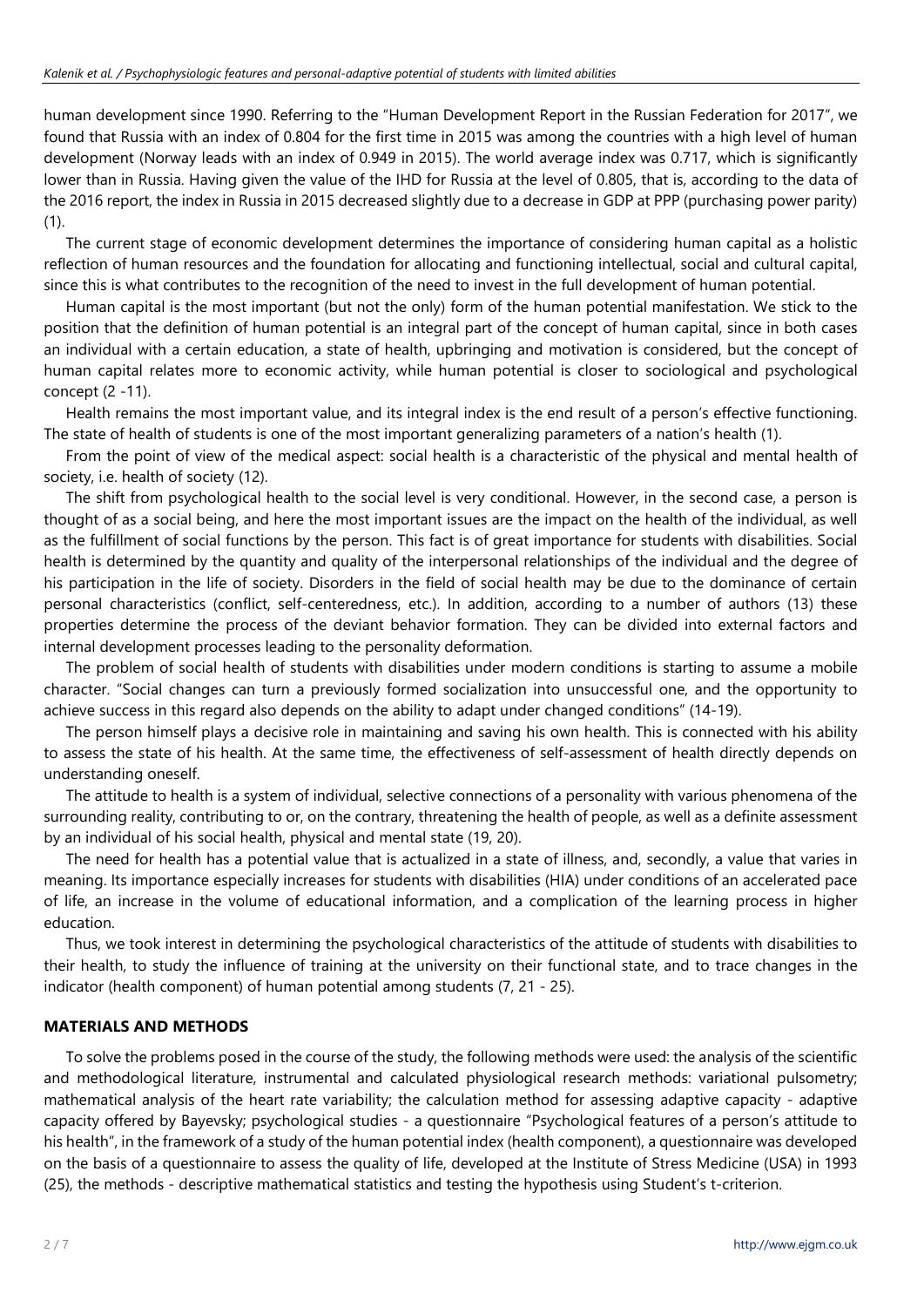human development since 1990. Referring to the "Human Development Report in the Russian Federation for 2017", we found that Russia with an index of 0.804 for the first time in 2015 was among the countries with a high level of human development (Norway leads with an index of 0.949 in 2015). The world average index was 0.717, which is significantly lower than in Russia. Having given the value of the IHD for Russia at the level of 0.805, that is, according to the data of the 2016 report, the index in Russia in 2015 decreased slightly due to a decrease in GDP at PPP (purchasing power parity) (1).

The current stage of economic development determines the importance of considering human capital as a holistic reflection of human resources and the foundation for allocating and functioning intellectual, social and cultural capital, since this is what contributes to the recognition of the need to invest in the full development of human potential.

Human capital is the most important (but not the only) form of the human potential manifestation. We stick to the position that the definition of human potential is an integral part of the concept of human capital, since in both cases an individual with a certain education, a state of health, upbringing and motivation is considered, but the concept of human capital relates more to economic activity, while human potential is closer to sociological and psychological concept (2 -11).

Health remains the most important value, and its integral index is the end result of a person's effective functioning. The state of health of students is one of the most important generalizing parameters of a nation's health (1).

From the point of view of the medical aspect: social health is a characteristic of the physical and mental health of society, i.e. health of society (12).

The shift from psychological health to the social level is very conditional. However, in the second case, a person is thought of as a social being, and here the most important issues are the impact on the health of the individual, as well as the fulfillment of social functions by the person. This fact is of great importance for students with disabilities. Social health is determined by the quantity and quality of the interpersonal relationships of the individual and the degree of his participation in the life of society. Disorders in the field of social health may be due to the dominance of certain personal characteristics (conflict, self-centeredness, etc.). In addition, according to a number of authors (13) these properties determine the process of the deviant behavior formation. They can be divided into external factors and internal development processes leading to the personality deformation.

The problem of social health of students with disabilities under modern conditions is starting to assume a mobile character. "Social changes can turn a previously formed socialization into unsuccessful one, and the opportunity to achieve success in this regard also depends on the ability to adapt under changed conditions" (14-19).

The person himself plays a decisive role in maintaining and saving his own health. This is connected with his ability to assess the state of his health. At the same time, the effectiveness of self-assessment of health directly depends on understanding oneself.

The attitude to health is a system of individual, selective connections of a personality with various phenomena of the surrounding reality, contributing to or, on the contrary, threatening the health of people, as well as a definite assessment by an individual of his social health, physical and mental state (19, 20).

The need for health has a potential value that is actualized in a state of illness, and, secondly, a value that varies in meaning. Its importance especially increases for students with disabilities (HIA) under conditions of an accelerated pace of life, an increase in the volume of educational information, and a complication of the learning process in higher education.

Thus, we took interest in determining the psychological characteristics of the attitude of students with disabilities to their health, to study the influence of training at the university on their functional state, and to trace changes in the indicator (health component) of human potential among students (7, 21 - 25).

## MATERIALS AND METHODS

To solve the problems posed in the course of the study, the following methods were used: the analysis of the scientific and methodological literature, instrumental and calculated physiological research methods: variational pulsometry; mathematical analysis of the heart rate variability; the calculation method for assessing adaptive capacity - adaptive capacity offered by Bayevsky; psychological studies - a questionnaire "Psychological features of a person's attitude to his health", in the framework of a study of the human potential index (health component), a questionnaire was developed on the basis of a questionnaire to assess the quality of life, developed at the Institute of Stress Medicine (USA) in 1993 (25), the methods - descriptive mathematical statistics and testing the hypothesis using Student's t-criterion.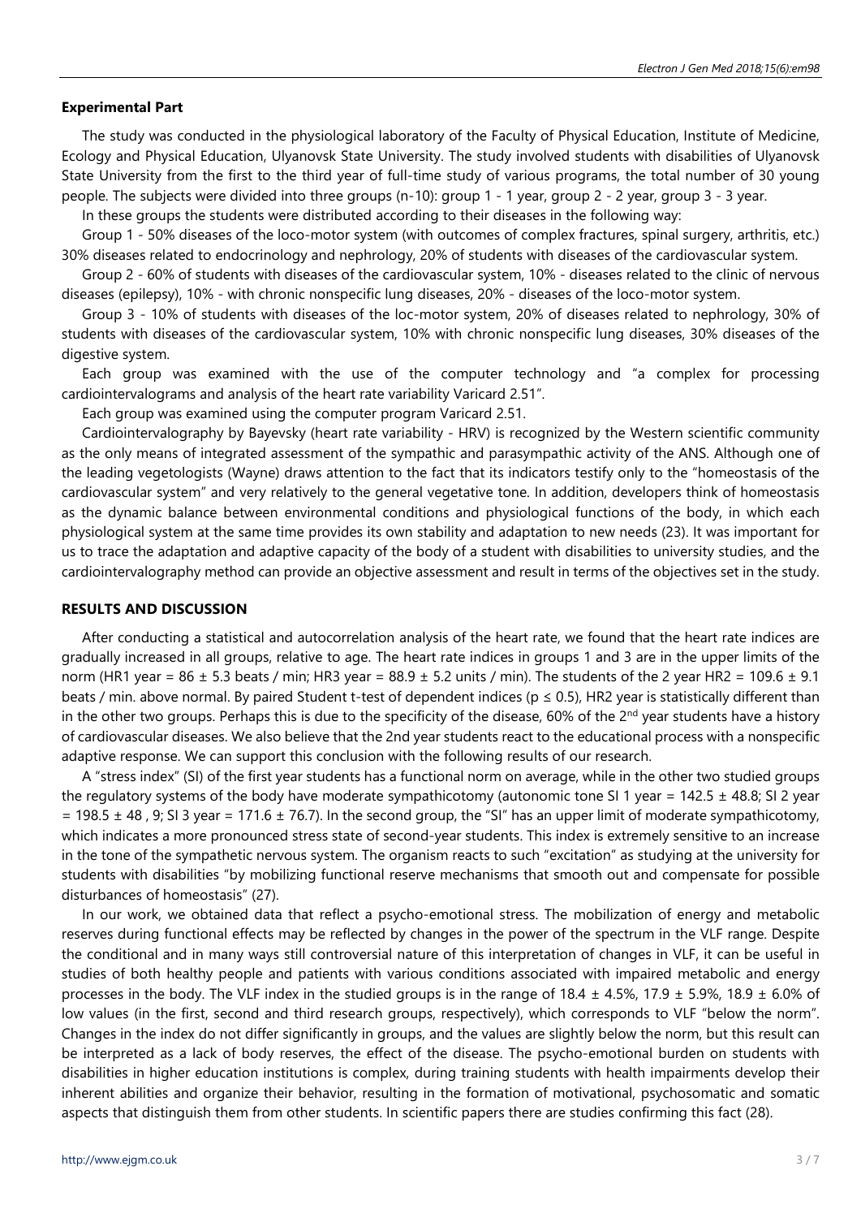## Experimental Part

The study was conducted in the physiological laboratory of the Faculty of Physical Education, Institute of Medicine, Ecology and Physical Education, Ulyanovsk State University. The study involved students with disabilities of Ulyanovsk State University from the first to the third year of full-time study of various programs, the total number of 30 young people. The subjects were divided into three groups (n-10): group 1 - 1 year, group 2 - 2 year, group 3 - 3 year.

In these groups the students were distributed according to their diseases in the following way:

Group 1 - 50% diseases of the loco-motor system (with outcomes of complex fractures, spinal surgery, arthritis, etc.) 30% diseases related to endocrinology and nephrology, 20% of students with diseases of the cardiovascular system.

Group 2 - 60% of students with diseases of the cardiovascular system, 10% - diseases related to the clinic of nervous diseases (epilepsy), 10% - with chronic nonspecific lung diseases, 20% - diseases of the loco-motor system.

Group 3 - 10% of students with diseases of the loc-motor system, 20% of diseases related to nephrology, 30% of students with diseases of the cardiovascular system, 10% with chronic nonspecific lung diseases, 30% diseases of the digestive system.

Each group was examined with the use of the computer technology and "a complex for processing cardiointervalograms and analysis of the heart rate variability Varicard 2.51".

Each group was examined using the computer program Varicard 2.51.

Cardiointervalography by Bayevsky (heart rate variability - HRV) is recognized by the Western scientific community as the only means of integrated assessment of the sympathic and parasympathic activity of the ANS. Although one of the leading vegetologists (Wayne) draws attention to the fact that its indicators testify only to the "homeostasis of the cardiovascular system" and very relatively to the general vegetative tone. In addition, developers think of homeostasis as the dynamic balance between environmental conditions and physiological functions of the body, in which each physiological system at the same time provides its own stability and adaptation to new needs (23). It was important for us to trace the adaptation and adaptive capacity of the body of a student with disabilities to university studies, and the cardiointervalography method can provide an objective assessment and result in terms of the objectives set in the study.

## RESULTS AND DISCUSSION

After conducting a statistical and autocorrelation analysis of the heart rate, we found that the heart rate indices are gradually increased in all groups, relative to age. The heart rate indices in groups 1 and 3 are in the upper limits of the norm (HR1 year = 86 ± 5.3 beats / min; HR3 year = 88.9 ± 5.2 units / min). The students of the 2 year HR2 = 109.6 ± 9.1 beats / min. above normal. By paired Student t-test of dependent indices ($p \leq 0.5$), HR2 year is statistically different than in the other two groups. Perhaps this is due to the specificity of the disease, 60% of the 2nd year students have a history of cardiovascular diseases. We also believe that the 2nd year students react to the educational process with a nonspecific adaptive response. We can support this conclusion with the following results of our research.

A "stress index" (SI) of the first year students has a functional norm on average, while in the other two studied groups the regulatory systems of the body have moderate sympathicotomy (autonomic tone SI 1 year = 142.5 ± 48.8; SI 2 year = 198.5 ± 48 , 9; SI 3 year = 171.6 ± 76.7). In the second group, the "SI" has an upper limit of moderate sympathicotomy, which indicates a more pronounced stress state of second-year students. This index is extremely sensitive to an increase in the tone of the sympathetic nervous system. The organism reacts to such "excitation" as studying at the university for students with disabilities "by mobilizing functional reserve mechanisms that smooth out and compensate for possible disturbances of homeostasis" (27).

In our work, we obtained data that reflect a psycho-emotional stress. The mobilization of energy and metabolic reserves during functional effects may be reflected by changes in the power of the spectrum in the VLF range. Despite the conditional and in many ways still controversial nature of this interpretation of changes in VLF, it can be useful in studies of both healthy people and patients with various conditions associated with impaired metabolic and energy processes in the body. The VLF index in the studied groups is in the range of 18.4 ± 4.5%, 17.9 ± 5.9%, 18.9 ± 6.0% of low values (in the first, second and third research groups, respectively), which corresponds to VLF "below the norm". Changes in the index do not differ significantly in groups, and the values are slightly below the norm, but this result can be interpreted as a lack of body reserves, the effect of the disease. The psycho-emotional burden on students with disabilities in higher education institutions is complex, during training students with health impairments develop their inherent abilities and organize their behavior, resulting in the formation of motivational, psychosomatic and somatic aspects that distinguish them from other students. In scientific papers there are studies confirming this fact (28).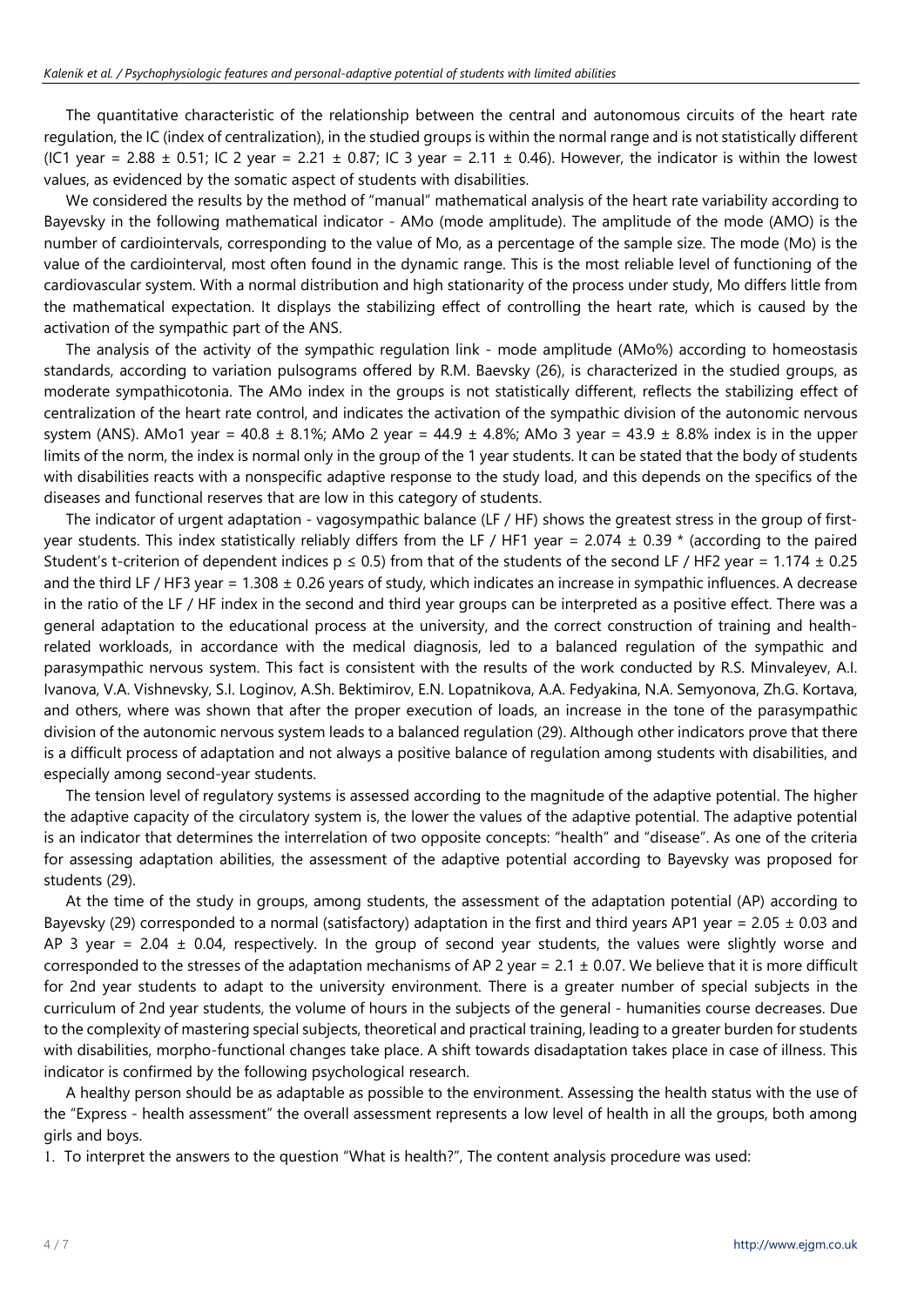The quantitative characteristic of the relationship between the central and autonomous circuits of the heart rate regulation, the IC (index of centralization), in the studied groups is within the normal range and is not statistically different (IC1 year = 2.88 ± 0.51; IC 2 year = 2.21 ± 0.87; IC 3 year = 2.11 ± 0.46). However, the indicator is within the lowest values, as evidenced by the somatic aspect of students with disabilities.

We considered the results by the method of "manual" mathematical analysis of the heart rate variability according to Bayevsky in the following mathematical indicator - AMo (mode amplitude). The amplitude of the mode (AMO) is the number of cardiointervals, corresponding to the value of Mo, as a percentage of the sample size. The mode (Mo) is the value of the cardiointerval, most often found in the dynamic range. This is the most reliable level of functioning of the cardiovascular system. With a normal distribution and high stationarity of the process under study, Mo differs little from the mathematical expectation. It displays the stabilizing effect of controlling the heart rate, which is caused by the activation of the sympathic part of the ANS.

The analysis of the activity of the sympathic regulation link - mode amplitude (AMo%) according to homeostasis standards, according to variation pulsograms offered by R.M. Baevsky (26), is characterized in the studied groups, as moderate sympathicotonia. The AMo index in the groups is not statistically different, reflects the stabilizing effect of centralization of the heart rate control, and indicates the activation of the sympathic division of the autonomic nervous system (ANS). AMo1 year = 40.8 ± 8.1%; AMo 2 year = 44.9 ± 4.8%; AMo 3 year = 43.9 ± 8.8% index is in the upper limits of the norm, the index is normal only in the group of the 1 year students. It can be stated that the body of students with disabilities reacts with a nonspecific adaptive response to the study load, and this depends on the specifics of the diseases and functional reserves that are low in this category of students.

The indicator of urgent adaptation - vagosympathic balance (LF / HF) shows the greatest stress in the group of first-year students. This index statistically reliably differs from the LF / HF1 year = 2.074 ± 0.39 * (according to the paired Student's t-criterion of dependent indices $p \leq 0.5$) from that of the students of the second LF / HF2 year = 1.174 ± 0.25 and the third LF / HF3 year = 1.308 ± 0.26 years of study, which indicates an increase in sympathic influences. A decrease in the ratio of the LF / HF index in the second and third year groups can be interpreted as a positive effect. There was a general adaptation to the educational process at the university, and the correct construction of training and health-related workloads, in accordance with the medical diagnosis, led to a balanced regulation of the sympathic and parasympathic nervous system. This fact is consistent with the results of the work conducted by R.S. Minvaleyev, A.I. Ivanova, V.A. Vishnevsky, S.I. Loginov, A.Sh. Bektimirov, E.N. Lopatnikova, A.A. Fedyakina, N.A. Semyonova, Zh.G. Kortava, and others, where was shown that after the proper execution of loads, an increase in the tone of the parasympathic division of the autonomic nervous system leads to a balanced regulation (29). Although other indicators prove that there is a difficult process of adaptation and not always a positive balance of regulation among students with disabilities, and especially among second-year students.

The tension level of regulatory systems is assessed according to the magnitude of the adaptive potential. The higher the adaptive capacity of the circulatory system is, the lower the values of the adaptive potential. The adaptive potential is an indicator that determines the interrelation of two opposite concepts: "health" and "disease". As one of the criteria for assessing adaptation abilities, the assessment of the adaptive potential according to Bayevsky was proposed for students (29).

At the time of the study in groups, among students, the assessment of the adaptation potential (AP) according to Bayevsky (29) corresponded to a normal (satisfactory) adaptation in the first and third years AP1 year = 2.05 ± 0.03 and AP 3 year = 2.04 ± 0.04, respectively. In the group of second year students, the values were slightly worse and corresponded to the stresses of the adaptation mechanisms of AP 2 year = 2.1 ± 0.07. We believe that it is more difficult for 2nd year students to adapt to the university environment. There is a greater number of special subjects in the curriculum of 2nd year students, the volume of hours in the subjects of the general - humanities course decreases. Due to the complexity of mastering special subjects, theoretical and practical training, leading to a greater burden for students with disabilities, morpho-functional changes take place. A shift towards disadaptation takes place in case of illness. This indicator is confirmed by the following psychological research.

A healthy person should be as adaptable as possible to the environment. Assessing the health status with the use of the "Express - health assessment" the overall assessment represents a low level of health in all the groups, both among girls and boys.

1. To interpret the answers to the question "What is health?", The content analysis procedure was used: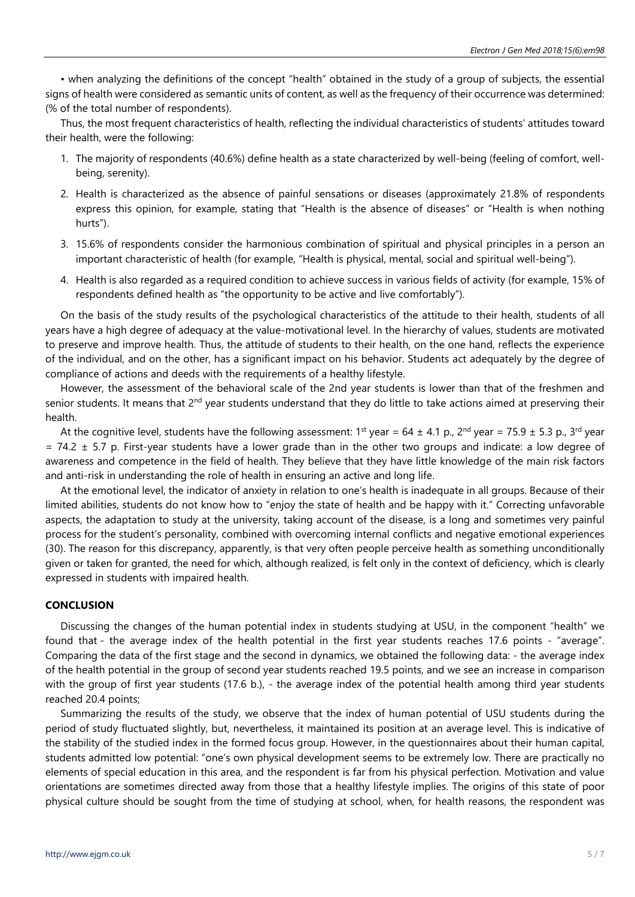• when analyzing the definitions of the concept "health" obtained in the study of a group of subjects, the essential signs of health were considered as semantic units of content, as well as the frequency of their occurrence was determined: (% of the total number of respondents).

Thus, the most frequent characteristics of health, reflecting the individual characteristics of students' attitudes toward their health, were the following:

1. The majority of respondents (40.6%) define health as a state characterized by well-being (feeling of comfort, well-being, serenity).
2. Health is characterized as the absence of painful sensations or diseases (approximately 21.8% of respondents express this opinion, for example, stating that "Health is the absence of diseases" or "Health is when nothing hurts").
3. 15.6% of respondents consider the harmonious combination of spiritual and physical principles in a person an important characteristic of health (for example, "Health is physical, mental, social and spiritual well-being").
4. Health is also regarded as a required condition to achieve success in various fields of activity (for example, 15% of respondents defined health as "the opportunity to be active and live comfortably").

On the basis of the study results of the psychological characteristics of the attitude to their health, students of all years have a high degree of adequacy at the value-motivational level. In the hierarchy of values, students are motivated to preserve and improve health. Thus, the attitude of students to their health, on the one hand, reflects the experience of the individual, and on the other, has a significant impact on his behavior. Students act adequately by the degree of compliance of actions and deeds with the requirements of a healthy lifestyle.

However, the assessment of the behavioral scale of the 2nd year students is lower than that of the freshmen and senior students. It means that 2nd year students understand that they do little to take actions aimed at preserving their health.

At the cognitive level, students have the following assessment: 1st year = 64 ± 4.1 p., 2nd year = 75.9 ± 5.3 p., 3rd year = 74.2 ± 5.7 p. First-year students have a lower grade than in the other two groups and indicate: a low degree of awareness and competence in the field of health. They believe that they have little knowledge of the main risk factors and anti-risk in understanding the role of health in ensuring an active and long life.

At the emotional level, the indicator of anxiety in relation to one's health is inadequate in all groups. Because of their limited abilities, students do not know how to "enjoy the state of health and be happy with it." Correcting unfavorable aspects, the adaptation to study at the university, taking account of the disease, is a long and sometimes very painful process for the student's personality, combined with overcoming internal conflicts and negative emotional experiences (30). The reason for this discrepancy, apparently, is that very often people perceive health as something unconditionally given or taken for granted, the need for which, although realized, is felt only in the context of deficiency, which is clearly expressed in students with impaired health.

## CONCLUSION

Discussing the changes of the human potential index in students studying at USU, in the component "health" we found that - the average index of the health potential in the first year students reaches 17.6 points - "average". Comparing the data of the first stage and the second in dynamics, we obtained the following data: - the average index of the health potential in the group of second year students reached 19.5 points, and we see an increase in comparison with the group of first year students (17.6 b.), - the average index of the potential health among third year students reached 20.4 points;

Summarizing the results of the study, we observe that the index of human potential of USU students during the period of study fluctuated slightly, but, nevertheless, it maintained its position at an average level. This is indicative of the stability of the studied index in the formed focus group. However, in the questionnaires about their human capital, students admitted low potential: "one's own physical development seems to be extremely low. There are practically no elements of special education in this area, and the respondent is far from his physical perfection. Motivation and value orientations are sometimes directed away from those that a healthy lifestyle implies. The origins of this state of poor physical culture should be sought from the time of studying at school, when, for health reasons, the respondent was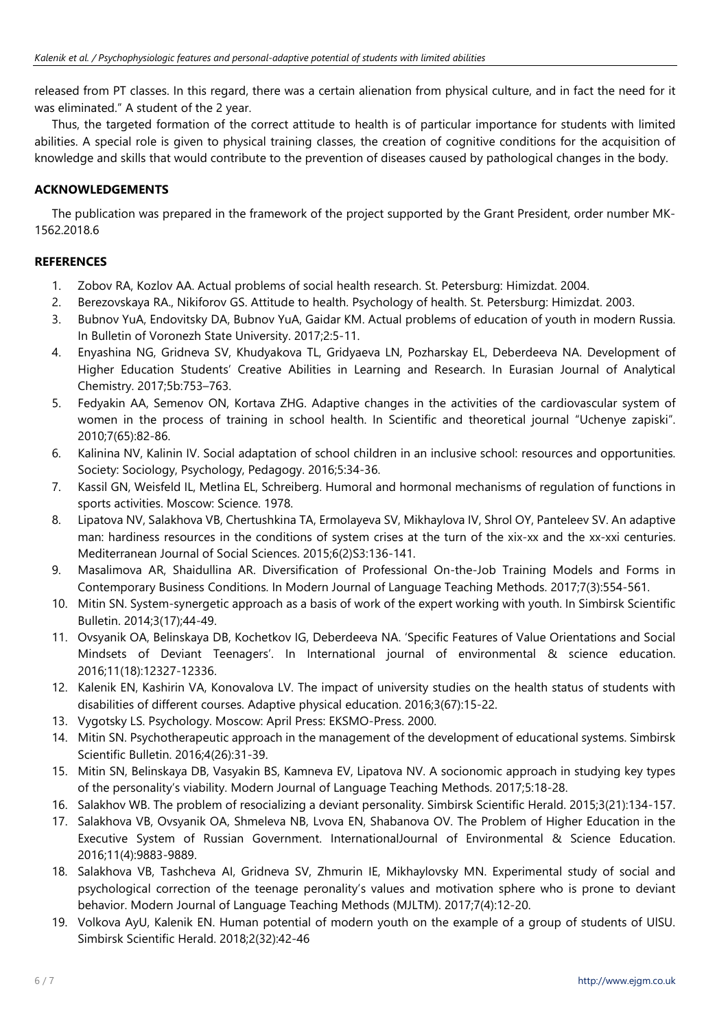released from PT classes. In this regard, there was a certain alienation from physical culture, and in fact the need for it was eliminated." A student of the 2 year.

Thus, the targeted formation of the correct attitude to health is of particular importance for students with limited abilities. A special role is given to physical training classes, the creation of cognitive conditions for the acquisition of knowledge and skills that would contribute to the prevention of diseases caused by pathological changes in the body.

## ACKNOWLEDGEMENTS

The publication was prepared in the framework of the project supported by the Grant President, order number MK-1562.2018.6

## REFERENCES

1. Zobov RA, Kozlov AA. Actual problems of social health research. St. Petersburg: Himizdat. 2004.
2. Berezovskaya RA., Nikiforov GS. Attitude to health. Psychology of health. St. Petersburg: Himizdat. 2003.
3. Bubnov YuA, Endovitsky DA, Bubnov YuA, Gaidar KM. Actual problems of education of youth in modern Russia. In Bulletin of Voronezh State University. 2017;2:5-11.
4. Enyashina NG, Gridneva SV, Khudyakova TL, Gridyaeva LN, Pozharskay EL, Deberdeeva NA. Development of Higher Education Students' Creative Abilities in Learning and Research. In Eurasian Journal of Analytical Chemistry. 2017;5b:753–763.
5. Fedyakin AA, Semenov ON, Kortava ZHG. Adaptive changes in the activities of the cardiovascular system of women in the process of training in school health. In Scientific and theoretical journal "Uchenye zapiski". 2010;7(65):82-86.
6. Kalinina NV, Kalinin IV. Social adaptation of school children in an inclusive school: resources and opportunities. Society: Sociology, Psychology, Pedagogy. 2016;5:34-36.
7. Kassil GN, Weisfeld IL, Metlina EL, Schreiberg. Humoral and hormonal mechanisms of regulation of functions in sports activities. Moscow: Science. 1978.
8. Lipatova NV, Salakhova VB, Chertushkina TA, Ermolayeva SV, Mikhaylova IV, Shrol OY, Panteleev SV. An adaptive man: hardiness resources in the conditions of system crises at the turn of the xix-xx and the xx-xxi centuries. Mediterranean Journal of Social Sciences. 2015;6(2)S3:136-141.
9. Masalimova AR, Shaidullina AR. Diversification of Professional On-the-Job Training Models and Forms in Contemporary Business Conditions. In Modern Journal of Language Teaching Methods. 2017;7(3):554-561.
10. Mitin SN. System-synergetic approach as a basis of work of the expert working with youth. In Simbirsk Scientific Bulletin. 2014;3(17);44-49.
11. Ovsyanik OA, Belinskaya DB, Kochetkov IG, Deberdeeva NA. 'Specific Features of Value Orientations and Social Mindsets of Deviant Teenagers'. In International journal of environmental & science education. 2016;11(18):12327-12336.
12. Kalenik EN, Kashirin VA, Konovalova LV. The impact of university studies on the health status of students with disabilities of different courses. Adaptive physical education. 2016;3(67):15-22.
13. Vygotsky LS. Psychology. Moscow: April Press: EKSMO-Press. 2000.
14. Mitin SN. Psychotherapeutic approach in the management of the development of educational systems. Simbirsk Scientific Bulletin. 2016;4(26):31-39.
15. Mitin SN, Belinskaya DB, Vasyakin BS, Kamneva EV, Lipatova NV. A socionomic approach in studying key types of the personality's viability. Modern Journal of Language Teaching Methods. 2017;5:18-28.
16. Salakhov WB. The problem of resocializing a deviant personality. Simbirsk Scientific Herald. 2015;3(21):134-157.
17. Salakhova VB, Ovsyanik OA, Shmeleva NB, Lvova EN, Shabanova OV. The Problem of Higher Education in the Executive System of Russian Government. InternationalJournal of Environmental & Science Education. 2016;11(4):9883-9889.
18. Salakhova VB, Tashcheva AI, Gridneva SV, Zhmurin IE, Mikhaylovsky MN. Experimental study of social and psychological correction of the teenage peronality's values and motivation sphere who is prone to deviant behavior. Modern Journal of Language Teaching Methods (MJLTM). 2017;7(4):12-20.
19. Volkova AyU, Kalenik EN. Human potential of modern youth on the example of a group of students of UlSU. Simbirsk Scientific Herald. 2018;2(32):42-46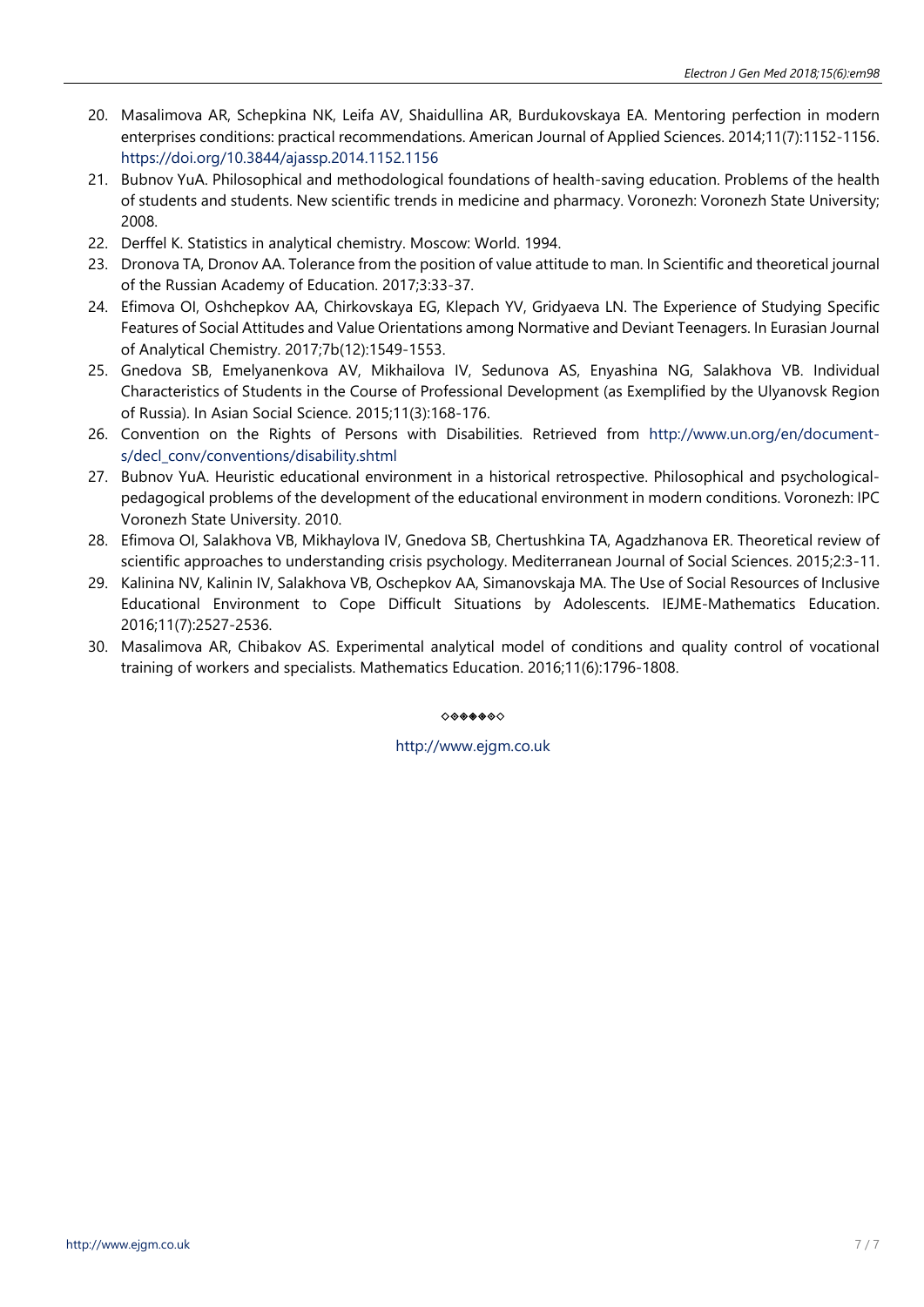20. Masalimova AR, Schepkina NK, Leifa AV, Shaidullina AR, Burdukovskaya EA. Mentoring perfection in modern enterprises conditions: practical recommendations. American Journal of Applied Sciences. 2014;11(7):1152-1156. https://doi.org/10.3844/ajassp.2014.1152.1156
21. Bubnov YuA. Philosophical and methodological foundations of health-saving education. Problems of the health of students and students. New scientific trends in medicine and pharmacy. Voronezh: Voronezh State University; 2008.
22. Derffel K. Statistics in analytical chemistry. Moscow: World. 1994.
23. Dronova TA, Dronov AA. Tolerance from the position of value attitude to man. In Scientific and theoretical journal of the Russian Academy of Education. 2017;3:33-37.
24. Efimova OI, Oshchepkov AA, Chirkovskaya EG, Klepach YV, Gridyaeva LN. The Experience of Studying Specific Features of Social Attitudes and Value Orientations among Normative and Deviant Teenagers. In Eurasian Journal of Analytical Chemistry. 2017;7b(12):1549-1553.
25. Gnedova SB, Emelyanenkova AV, Mikhailova IV, Sedunova AS, Enyashina NG, Salakhova VB. Individual Characteristics of Students in the Course of Professional Development (as Exemplified by the Ulyanovsk Region of Russia). In Asian Social Science. 2015;11(3):168-176.
26. Convention on the Rights of Persons with Disabilities. Retrieved from http://www.un.org/en/documents/decl_conv/conventions/disability.shtml
27. Bubnov YuA. Heuristic educational environment in a historical retrospective. Philosophical and psychological-pedagogical problems of the development of the educational environment in modern conditions. Voronezh: IPC Voronezh State University. 2010.
28. Efimova OI, Salakhova VB, Mikhaylova IV, Gnedova SB, Chertushkina TA, Agadzhanova ER. Theoretical review of scientific approaches to understanding crisis psychology. Mediterranean Journal of Social Sciences. 2015;2:3-11.
29. Kalinina NV, Kalinin IV, Salakhova VB, Oschepkov AA, Simanovskaja MA. The Use of Social Resources of Inclusive Educational Environment to Cope Difficult Situations by Adolescents. IEJME-Mathematics Education. 2016;11(7):2527-2536.
30. Masalimova AR, Chibakov AS. Experimental analytical model of conditions and quality control of vocational training of workers and specialists. Mathematics Education. 2016;11(6):1796-1808.

◇◈◈◈◈◈◇

http://www.ejgm.co.uk